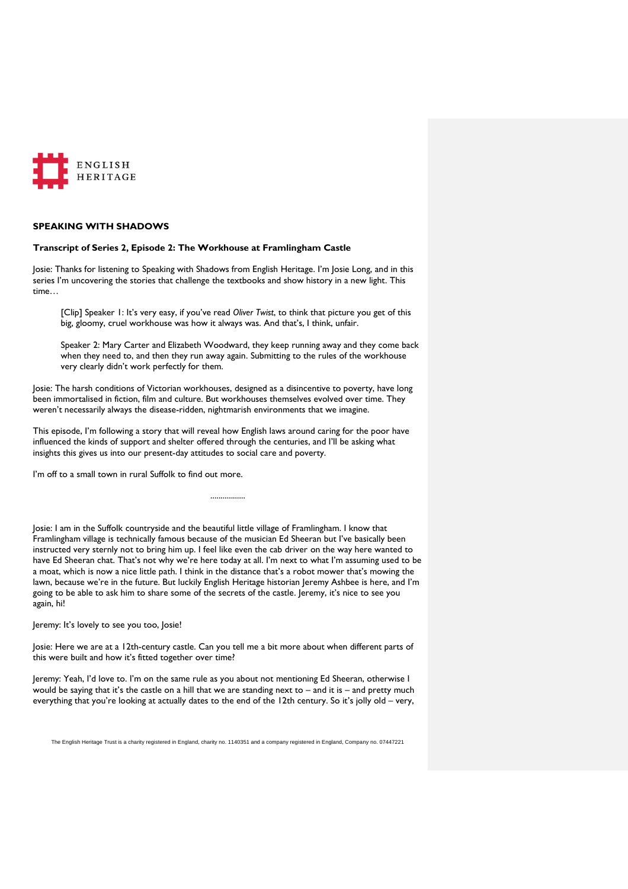ENGLISH HERITAGE

**SPEAKING WITH SHADOWS**

**Transcript of Series 2, Episode 2: The Workhouse at Framlingham Castle**

Josie: Thanks for listening to Speaking with Shadows from English Heritage. I'm Josie Long, and in this series I'm uncovering the stories that challenge the textbooks and show history in a new light. This time…

> [Clip] Speaker 1: It's very easy, if you've read *Oliver Twist*, to think that picture you get of this big, gloomy, cruel workhouse was how it always was. And that's, I think, unfair.
>
> Speaker 2: Mary Carter and Elizabeth Woodward, they keep running away and they come back when they need to, and then they run away again. Submitting to the rules of the workhouse very clearly didn't work perfectly for them.

Josie: The harsh conditions of Victorian workhouses, designed as a disincentive to poverty, have long been immortalised in fiction, film and culture. But workhouses themselves evolved over time. They weren't necessarily always the disease-ridden, nightmarish environments that we imagine.

This episode, I'm following a story that will reveal how English laws around caring for the poor have influenced the kinds of support and shelter offered through the centuries, and I'll be asking what insights this gives us into our present-day attitudes to social care and poverty.

I'm off to a small town in rural Suffolk to find out more.

……………..

Josie: I am in the Suffolk countryside and the beautiful little village of Framlingham. I know that Framlingham village is technically famous because of the musician Ed Sheeran but I've basically been instructed very sternly not to bring him up. I feel like even the cab driver on the way here wanted to have Ed Sheeran chat. That's not why we're here today at all. I'm next to what I'm assuming used to be a moat, which is now a nice little path. I think in the distance that's a robot mower that's mowing the lawn, because we're in the future. But luckily English Heritage historian Jeremy Ashbee is here, and I'm going to be able to ask him to share some of the secrets of the castle. Jeremy, it's nice to see you again, hi!

Jeremy: It's lovely to see you too, Josie!

Josie: Here we are at a 12th-century castle. Can you tell me a bit more about when different parts of this were built and how it's fitted together over time?

Jeremy: Yeah, I'd love to. I'm on the same rule as you about not mentioning Ed Sheeran, otherwise I would be saying that it's the castle on a hill that we are standing next to – and it is – and pretty much everything that you're looking at actually dates to the end of the 12th century. So it's jolly old – very,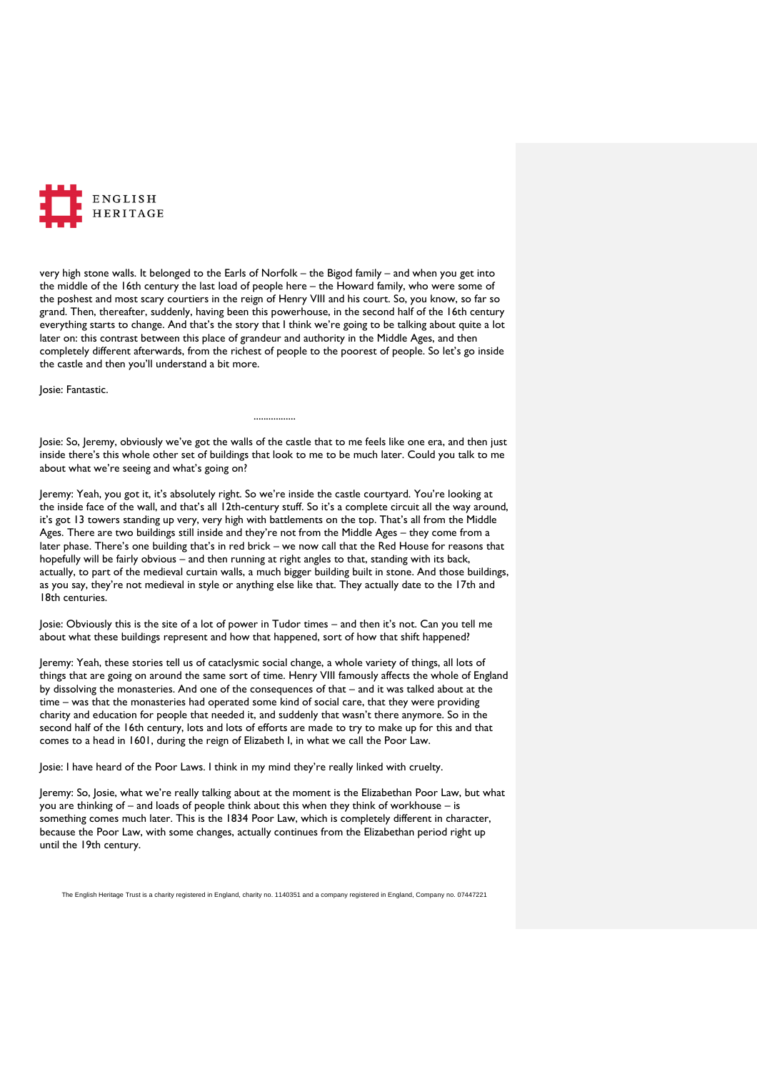very high stone walls. It belonged to the Earls of Norfolk – the Bigod family – and when you get into the middle of the 16th century the last load of people here – the Howard family, who were some of the poshest and most scary courtiers in the reign of Henry VIII and his court. So, you know, so far so grand. Then, thereafter, suddenly, having been this powerhouse, in the second half of the 16th century everything starts to change. And that's the story that I think we're going to be talking about quite a lot later on: this contrast between this place of grandeur and authority in the Middle Ages, and then completely different afterwards, from the richest of people to the poorest of people. So let's go inside the castle and then you'll understand a bit more.

Josie: Fantastic.

……………

Josie: So, Jeremy, obviously we've got the walls of the castle that to me feels like one era, and then just inside there's this whole other set of buildings that look to me to be much later. Could you talk to me about what we're seeing and what's going on?

Jeremy: Yeah, you got it, it's absolutely right. So we're inside the castle courtyard. You're looking at the inside face of the wall, and that's all 12th-century stuff. So it's a complete circuit all the way around, it's got 13 towers standing up very, very high with battlements on the top. That's all from the Middle Ages. There are two buildings still inside and they're not from the Middle Ages – they come from a later phase. There's one building that's in red brick – we now call that the Red House for reasons that hopefully will be fairly obvious – and then running at right angles to that, standing with its back, actually, to part of the medieval curtain walls, a much bigger building built in stone. And those buildings, as you say, they're not medieval in style or anything else like that. They actually date to the 17th and 18th centuries.

Josie: Obviously this is the site of a lot of power in Tudor times – and then it's not. Can you tell me about what these buildings represent and how that happened, sort of how that shift happened?

Jeremy: Yeah, these stories tell us of cataclysmic social change, a whole variety of things, all lots of things that are going on around the same sort of time. Henry VIII famously affects the whole of England by dissolving the monasteries. And one of the consequences of that – and it was talked about at the time – was that the monasteries had operated some kind of social care, that they were providing charity and education for people that needed it, and suddenly that wasn't there anymore. So in the second half of the 16th century, lots and lots of efforts are made to try to make up for this and that comes to a head in 1601, during the reign of Elizabeth I, in what we call the Poor Law.

Josie: I have heard of the Poor Laws. I think in my mind they're really linked with cruelty.

Jeremy: So, Josie, what we're really talking about at the moment is the Elizabethan Poor Law, but what you are thinking of – and loads of people think about this when they think of workhouse – is something comes much later. This is the 1834 Poor Law, which is completely different in character, because the Poor Law, with some changes, actually continues from the Elizabethan period right up until the 19th century.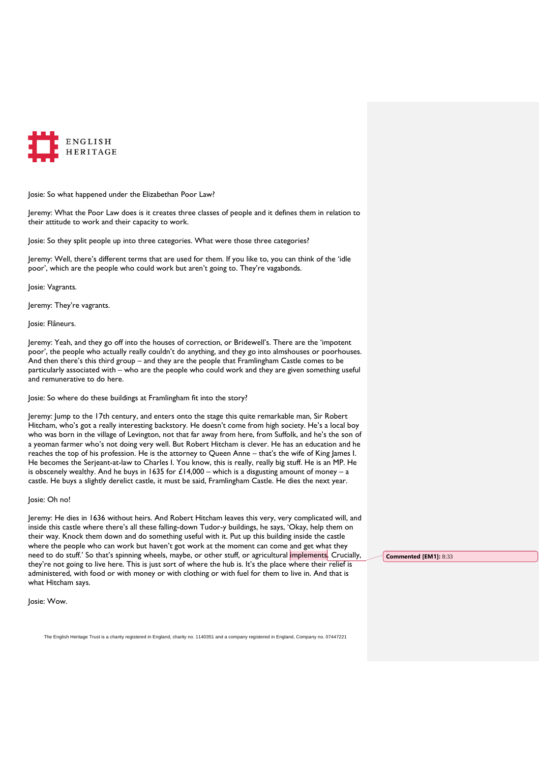Josie: So what happened under the Elizabethan Poor Law?

Jeremy: What the Poor Law does is it creates three classes of people and it defines them in relation to their attitude to work and their capacity to work.

Josie: So they split people up into three categories. What were those three categories?

Jeremy: Well, there's different terms that are used for them. If you like to, you can think of the 'idle poor', which are the people who could work but aren't going to. They're vagabonds.

Josie: Vagrants.

Jeremy: They're vagrants.

Josie: Flâneurs.

Jeremy: Yeah, and they go off into the houses of correction, or Bridewell's. There are the 'impotent poor', the people who actually really couldn't do anything, and they go into almshouses or poorhouses. And then there's this third group – and they are the people that Framlingham Castle comes to be particularly associated with – who are the people who could work and they are given something useful and remunerative to do here.

Josie: So where do these buildings at Framlingham fit into the story?

Jeremy: Jump to the 17th century, and enters onto the stage this quite remarkable man, Sir Robert Hitcham, who's got a really interesting backstory. He doesn't come from high society. He's a local boy who was born in the village of Levington, not that far away from here, from Suffolk, and he's the son of a yeoman farmer who's not doing very well. But Robert Hitcham is clever. He has an education and he reaches the top of his profession. He is the attorney to Queen Anne – that's the wife of King James I. He becomes the Serjeant-at-law to Charles I. You know, this is really, really big stuff. He is an MP. He is obscenely wealthy. And he buys in 1635 for £14,000 – which is a disgusting amount of money – a castle. He buys a slightly derelict castle, it must be said, Framlingham Castle. He dies the next year.

Josie: Oh no!

Jeremy: He dies in 1636 without heirs. And Robert Hitcham leaves this very, very complicated will, and inside this castle where there's all these falling-down Tudor-y buildings, he says, 'Okay, help them on their way. Knock them down and do something useful with it. Put up this building inside the castle where the people who can work but haven't got work at the moment can come and get what they need to do stuff.' So that's spinning wheels, maybe, or other stuff, or agricultural implements. Crucially, they're not going to live here. This is just sort of where the hub is. It's the place where their relief is administered, with food or with money or with clothing or with fuel for them to live in. And that is what Hitcham says.

Josie: Wow.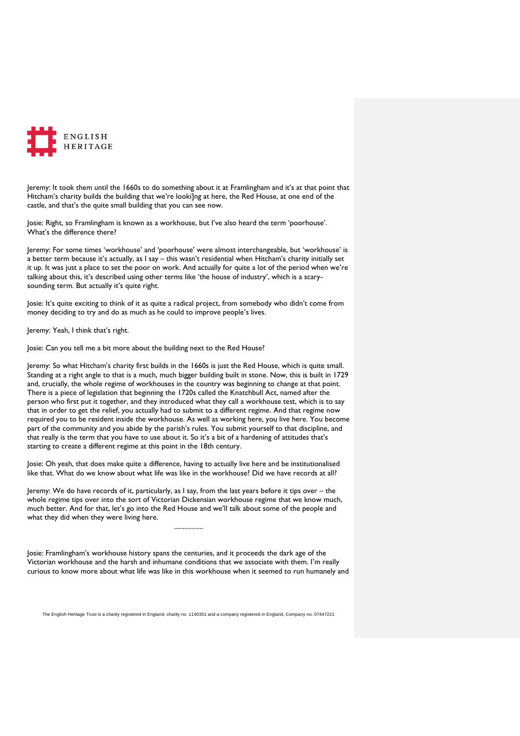Jeremy: It took them until the 1660s to do something about it at Framlingham and it's at that point that Hitcham's charity builds the building that we're looki]ng at here, the Red House, at one end of the castle, and that's the quite small building that you can see now.

Josie: Right, so Framlingham is known as a workhouse, but I've also heard the term 'poorhouse'. What's the difference there?

Jeremy: For some times 'workhouse' and 'poorhouse' were almost interchangeable, but 'workhouse' is a better term because it's actually, as I say – this wasn't residential when Hitcham's charity initially set it up. It was just a place to set the poor on work. And actually for quite a lot of the period when we're talking about this, it's described using other terms like 'the house of industry', which is a scary-sounding term. But actually it's quite right.

Josie: It's quite exciting to think of it as quite a radical project, from somebody who didn't come from money deciding to try and do as much as he could to improve people's lives.

Jeremy: Yeah, I think that's right.

Josie: Can you tell me a bit more about the building next to the Red House?

Jeremy: So what Hitcham's charity first builds in the 1660s is just the Red House, which is quite small. Standing at a right angle to that is a much, much bigger building built in stone. Now, this is built in 1729 and, crucially, the whole regime of workhouses in the country was beginning to change at that point. There is a piece of legislation that beginning the 1720s called the Knatchbull Act, named after the person who first put it together, and they introduced what they call a workhouse test, which is to say that in order to get the relief, you actually had to submit to a different regime. And that regime now required you to be resident inside the workhouse. As well as working here, you live here. You become part of the community and you abide by the parish's rules. You submit yourself to that discipline, and that really is the term that you have to use about it. So it's a bit of a hardening of attitudes that's starting to create a different regime at this point in the 18th century.

Josie: Oh yeah, that does make quite a difference, having to actually live here and be institutionalised like that. What do we know about what life was like in the workhouse? Did we have records at all?

Jeremy: We do have records of it, particularly, as I say, from the last years before it tips over – the whole regime tips over into the sort of Victorian Dickensian workhouse regime that we know much, much better. And for that, let's go into the Red House and we'll talk about some of the people and what they did when they were living here.

……………

Josie: Framlingham's workhouse history spans the centuries, and it proceeds the dark age of the Victorian workhouse and the harsh and inhumane conditions that we associate with them. I'm really curious to know more about what life was like in this workhouse when it seemed to run humanely and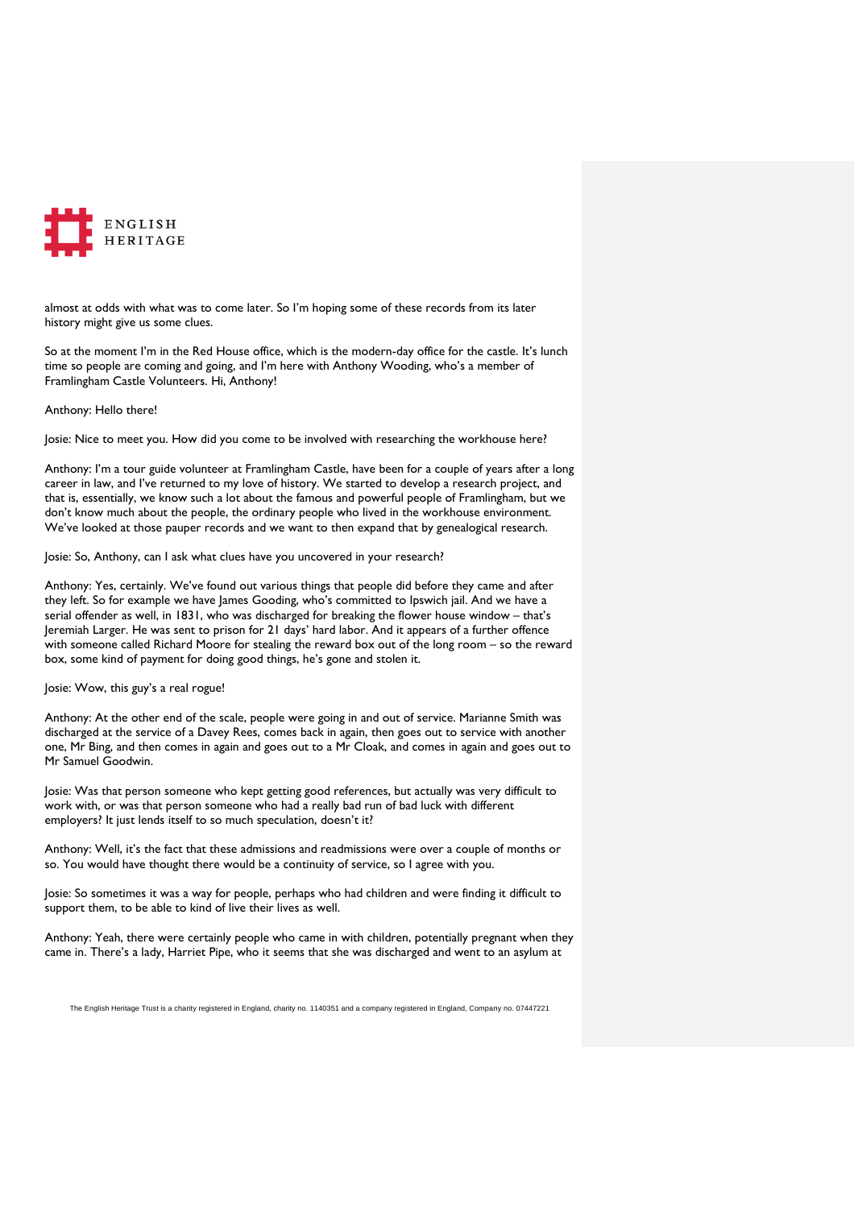almost at odds with what was to come later. So I'm hoping some of these records from its later history might give us some clues.

So at the moment I'm in the Red House office, which is the modern-day office for the castle. It's lunch time so people are coming and going, and I'm here with Anthony Wooding, who's a member of Framlingham Castle Volunteers. Hi, Anthony!

Anthony: Hello there!

Josie: Nice to meet you. How did you come to be involved with researching the workhouse here?

Anthony: I'm a tour guide volunteer at Framlingham Castle, have been for a couple of years after a long career in law, and I've returned to my love of history. We started to develop a research project, and that is, essentially, we know such a lot about the famous and powerful people of Framlingham, but we don't know much about the people, the ordinary people who lived in the workhouse environment. We've looked at those pauper records and we want to then expand that by genealogical research.

Josie: So, Anthony, can I ask what clues have you uncovered in your research?

Anthony: Yes, certainly. We've found out various things that people did before they came and after they left. So for example we have James Gooding, who's committed to Ipswich jail. And we have a serial offender as well, in 1831, who was discharged for breaking the flower house window – that's Jeremiah Larger. He was sent to prison for 21 days' hard labor. And it appears of a further offence with someone called Richard Moore for stealing the reward box out of the long room – so the reward box, some kind of payment for doing good things, he's gone and stolen it.

Josie: Wow, this guy's a real rogue!

Anthony: At the other end of the scale, people were going in and out of service. Marianne Smith was discharged at the service of a Davey Rees, comes back in again, then goes out to service with another one, Mr Bing, and then comes in again and goes out to a Mr Cloak, and comes in again and goes out to Mr Samuel Goodwin.

Josie: Was that person someone who kept getting good references, but actually was very difficult to work with, or was that person someone who had a really bad run of bad luck with different employers? It just lends itself to so much speculation, doesn't it?

Anthony: Well, it's the fact that these admissions and readmissions were over a couple of months or so. You would have thought there would be a continuity of service, so I agree with you.

Josie: So sometimes it was a way for people, perhaps who had children and were finding it difficult to support them, to be able to kind of live their lives as well.

Anthony: Yeah, there were certainly people who came in with children, potentially pregnant when they came in. There's a lady, Harriet Pipe, who it seems that she was discharged and went to an asylum at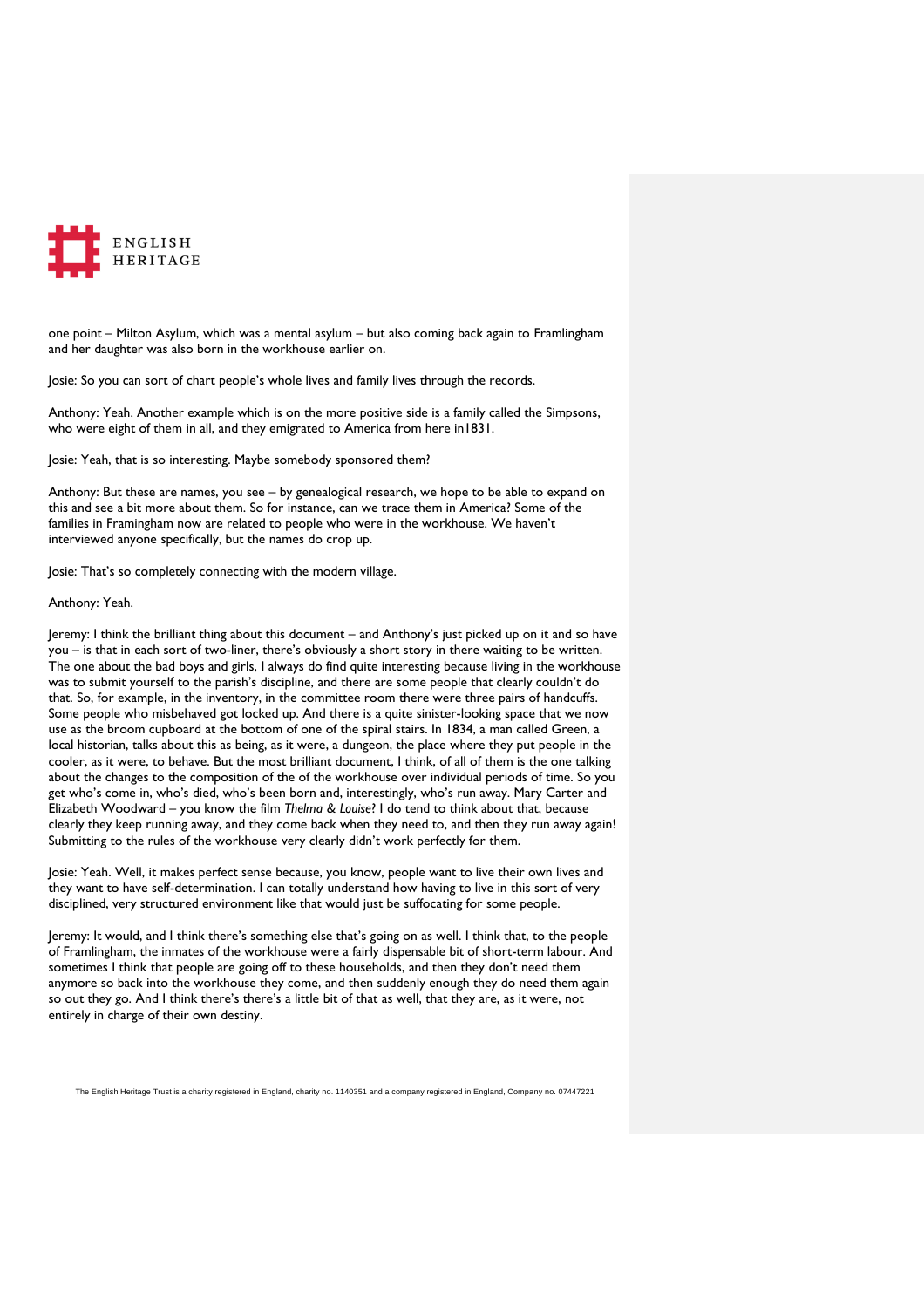one point – Milton Asylum, which was a mental asylum – but also coming back again to Framlingham and her daughter was also born in the workhouse earlier on.

Josie: So you can sort of chart people's whole lives and family lives through the records.

Anthony: Yeah. Another example which is on the more positive side is a family called the Simpsons, who were eight of them in all, and they emigrated to America from here in1831.

Josie: Yeah, that is so interesting. Maybe somebody sponsored them?

Anthony: But these are names, you see – by genealogical research, we hope to be able to expand on this and see a bit more about them. So for instance, can we trace them in America? Some of the families in Framingham now are related to people who were in the workhouse. We haven't interviewed anyone specifically, but the names do crop up.

Josie: That's so completely connecting with the modern village.

Anthony: Yeah.

Jeremy: I think the brilliant thing about this document – and Anthony's just picked up on it and so have you – is that in each sort of two-liner, there's obviously a short story in there waiting to be written. The one about the bad boys and girls, I always do find quite interesting because living in the workhouse was to submit yourself to the parish's discipline, and there are some people that clearly couldn't do that. So, for example, in the inventory, in the committee room there were three pairs of handcuffs. Some people who misbehaved got locked up. And there is a quite sinister-looking space that we now use as the broom cupboard at the bottom of one of the spiral stairs. In 1834, a man called Green, a local historian, talks about this as being, as it were, a dungeon, the place where they put people in the cooler, as it were, to behave. But the most brilliant document, I think, of all of them is the one talking about the changes to the composition of the of the workhouse over individual periods of time. So you get who's come in, who's died, who's been born and, interestingly, who's run away. Mary Carter and Elizabeth Woodward – you know the film *Thelma & Louise*? I do tend to think about that, because clearly they keep running away, and they come back when they need to, and then they run away again! Submitting to the rules of the workhouse very clearly didn't work perfectly for them.

Josie: Yeah. Well, it makes perfect sense because, you know, people want to live their own lives and they want to have self-determination. I can totally understand how having to live in this sort of very disciplined, very structured environment like that would just be suffocating for some people.

Jeremy: It would, and I think there's something else that's going on as well. I think that, to the people of Framlingham, the inmates of the workhouse were a fairly dispensable bit of short-term labour. And sometimes I think that people are going off to these households, and then they don't need them anymore so back into the workhouse they come, and then suddenly enough they do need them again so out they go. And I think there's there's a little bit of that as well, that they are, as it were, not entirely in charge of their own destiny.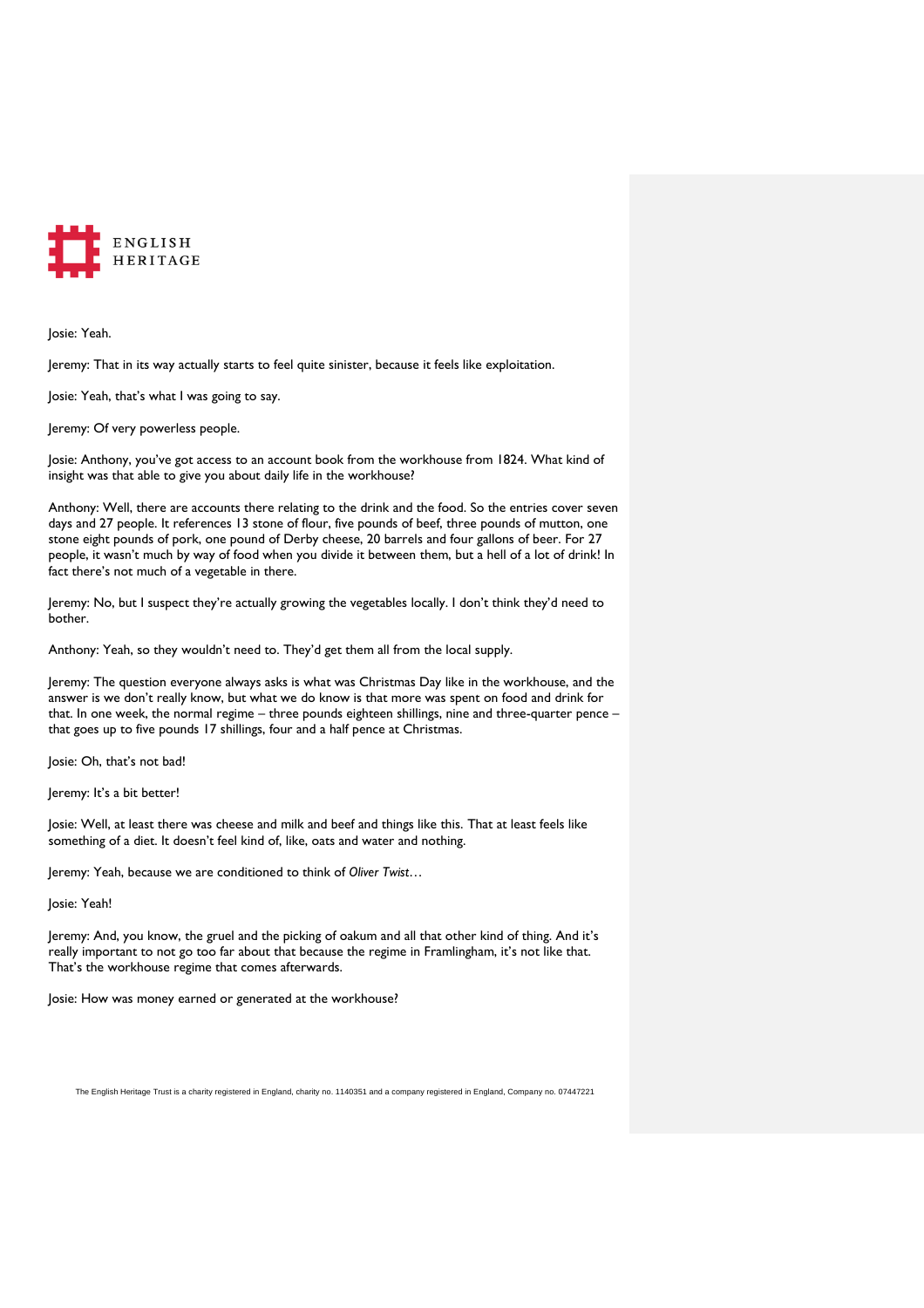Josie: Yeah.

Jeremy: That in its way actually starts to feel quite sinister, because it feels like exploitation.

Josie: Yeah, that's what I was going to say.

Jeremy: Of very powerless people.

Josie: Anthony, you've got access to an account book from the workhouse from 1824. What kind of insight was that able to give you about daily life in the workhouse?

Anthony: Well, there are accounts there relating to the drink and the food. So the entries cover seven days and 27 people. It references 13 stone of flour, five pounds of beef, three pounds of mutton, one stone eight pounds of pork, one pound of Derby cheese, 20 barrels and four gallons of beer. For 27 people, it wasn't much by way of food when you divide it between them, but a hell of a lot of drink! In fact there's not much of a vegetable in there.

Jeremy: No, but I suspect they're actually growing the vegetables locally. I don't think they'd need to bother.

Anthony: Yeah, so they wouldn't need to. They'd get them all from the local supply.

Jeremy: The question everyone always asks is what was Christmas Day like in the workhouse, and the answer is we don't really know, but what we do know is that more was spent on food and drink for that. In one week, the normal regime – three pounds eighteen shillings, nine and three-quarter pence – that goes up to five pounds 17 shillings, four and a half pence at Christmas.

Josie: Oh, that's not bad!

Jeremy: It's a bit better!

Josie: Well, at least there was cheese and milk and beef and things like this. That at least feels like something of a diet. It doesn't feel kind of, like, oats and water and nothing.

Jeremy: Yeah, because we are conditioned to think of *Oliver Twist*…

Josie: Yeah!

Jeremy: And, you know, the gruel and the picking of oakum and all that other kind of thing. And it's really important to not go too far about that because the regime in Framlingham, it's not like that. That's the workhouse regime that comes afterwards.

Josie: How was money earned or generated at the workhouse?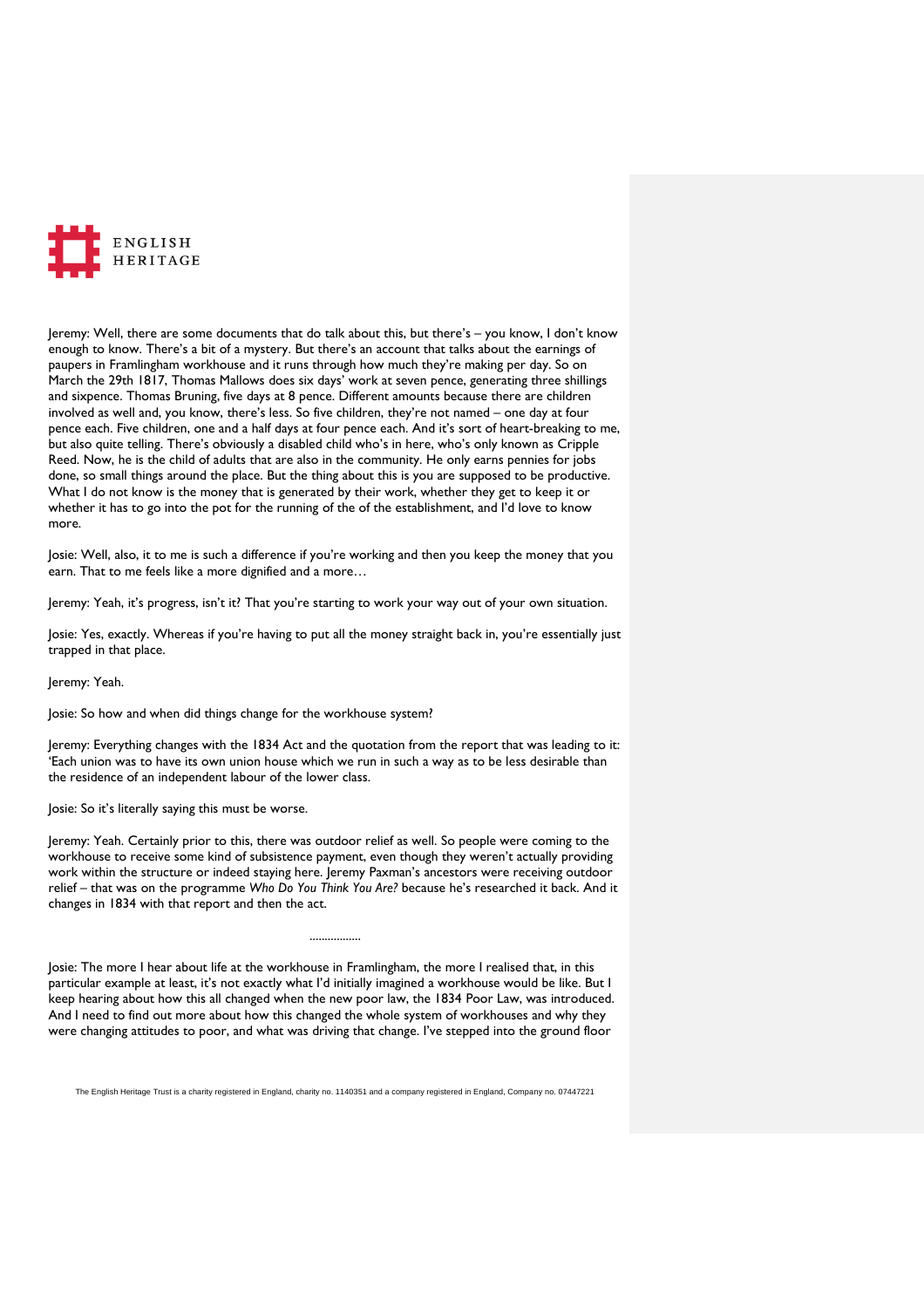Jeremy: Well, there are some documents that do talk about this, but there's – you know, I don't know enough to know. There's a bit of a mystery. But there's an account that talks about the earnings of paupers in Framlingham workhouse and it runs through how much they're making per day. So on March the 29th 1817, Thomas Mallows does six days' work at seven pence, generating three shillings and sixpence. Thomas Bruning, five days at 8 pence. Different amounts because there are children involved as well and, you know, there's less. So five children, they're not named – one day at four pence each. Five children, one and a half days at four pence each. And it's sort of heart-breaking to me, but also quite telling. There's obviously a disabled child who's in here, who's only known as Cripple Reed. Now, he is the child of adults that are also in the community. He only earns pennies for jobs done, so small things around the place. But the thing about this is you are supposed to be productive. What I do not know is the money that is generated by their work, whether they get to keep it or whether it has to go into the pot for the running of the of the establishment, and I'd love to know more.

Josie: Well, also, it to me is such a difference if you're working and then you keep the money that you earn. That to me feels like a more dignified and a more…

Jeremy: Yeah, it's progress, isn't it? That you're starting to work your way out of your own situation.

Josie: Yes, exactly. Whereas if you're having to put all the money straight back in, you're essentially just trapped in that place.

Jeremy: Yeah.

Josie: So how and when did things change for the workhouse system?

Jeremy: Everything changes with the 1834 Act and the quotation from the report that was leading to it: 'Each union was to have its own union house which we run in such a way as to be less desirable than the residence of an independent labour of the lower class.

Josie: So it's literally saying this must be worse.

Jeremy: Yeah. Certainly prior to this, there was outdoor relief as well. So people were coming to the workhouse to receive some kind of subsistence payment, even though they weren't actually providing work within the structure or indeed staying here. Jeremy Paxman's ancestors were receiving outdoor relief – that was on the programme *Who Do You Think You Are?* because he's researched it back. And it changes in 1834 with that report and then the act.

……………

Josie: The more I hear about life at the workhouse in Framlingham, the more I realised that, in this particular example at least, it's not exactly what I'd initially imagined a workhouse would be like. But I keep hearing about how this all changed when the new poor law, the 1834 Poor Law, was introduced. And I need to find out more about how this changed the whole system of workhouses and why they were changing attitudes to poor, and what was driving that change. I've stepped into the ground floor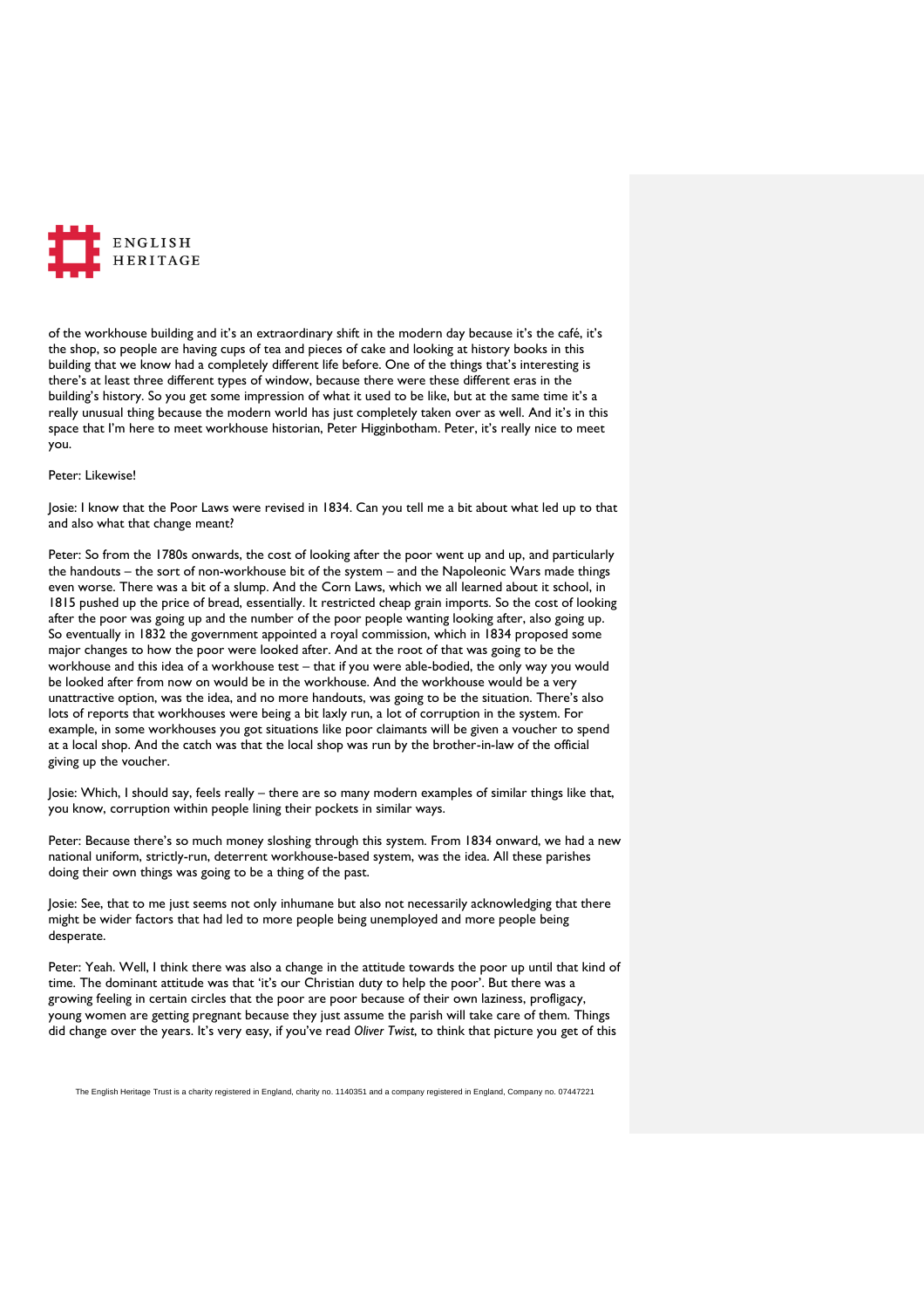of the workhouse building and it's an extraordinary shift in the modern day because it's the café, it's the shop, so people are having cups of tea and pieces of cake and looking at history books in this building that we know had a completely different life before. One of the things that's interesting is there's at least three different types of window, because there were these different eras in the building's history. So you get some impression of what it used to be like, but at the same time it's a really unusual thing because the modern world has just completely taken over as well. And it's in this space that I'm here to meet workhouse historian, Peter Higginbotham. Peter, it's really nice to meet you.

Peter: Likewise!

Josie: I know that the Poor Laws were revised in 1834. Can you tell me a bit about what led up to that and also what that change meant?

Peter: So from the 1780s onwards, the cost of looking after the poor went up and up, and particularly the handouts – the sort of non-workhouse bit of the system – and the Napoleonic Wars made things even worse. There was a bit of a slump. And the Corn Laws, which we all learned about it school, in 1815 pushed up the price of bread, essentially. It restricted cheap grain imports. So the cost of looking after the poor was going up and the number of the poor people wanting looking after, also going up. So eventually in 1832 the government appointed a royal commission, which in 1834 proposed some major changes to how the poor were looked after. And at the root of that was going to be the workhouse and this idea of a workhouse test – that if you were able-bodied, the only way you would be looked after from now on would be in the workhouse. And the workhouse would be a very unattractive option, was the idea, and no more handouts, was going to be the situation. There's also lots of reports that workhouses were being a bit laxly run, a lot of corruption in the system. For example, in some workhouses you got situations like poor claimants will be given a voucher to spend at a local shop. And the catch was that the local shop was run by the brother-in-law of the official giving up the voucher.

Josie: Which, I should say, feels really – there are so many modern examples of similar things like that, you know, corruption within people lining their pockets in similar ways.

Peter: Because there's so much money sloshing through this system. From 1834 onward, we had a new national uniform, strictly-run, deterrent workhouse-based system, was the idea. All these parishes doing their own things was going to be a thing of the past.

Josie: See, that to me just seems not only inhumane but also not necessarily acknowledging that there might be wider factors that had led to more people being unemployed and more people being desperate.

Peter: Yeah. Well, I think there was also a change in the attitude towards the poor up until that kind of time. The dominant attitude was that 'it's our Christian duty to help the poor'. But there was a growing feeling in certain circles that the poor are poor because of their own laziness, profligacy, young women are getting pregnant because they just assume the parish will take care of them. Things did change over the years. It's very easy, if you've read *Oliver Twist*, to think that picture you get of this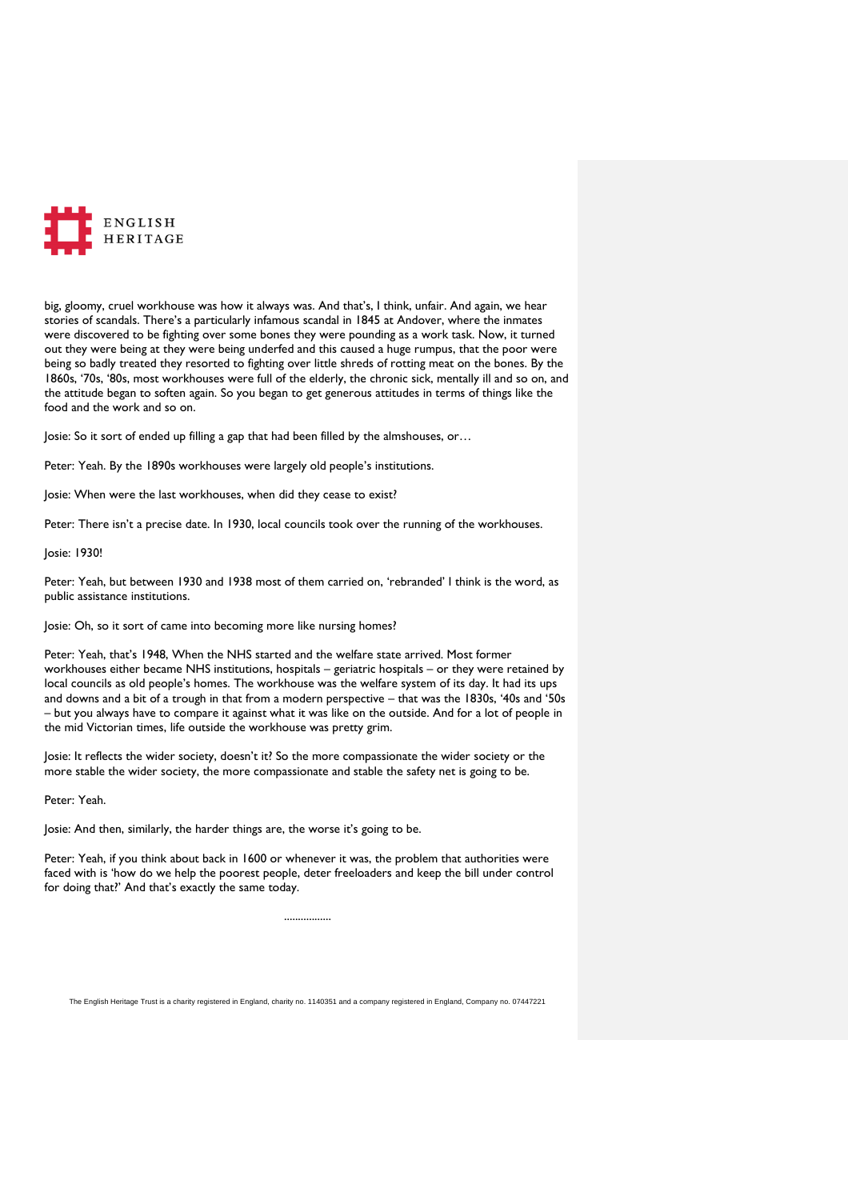big, gloomy, cruel workhouse was how it always was. And that's, I think, unfair. And again, we hear stories of scandals. There's a particularly infamous scandal in 1845 at Andover, where the inmates were discovered to be fighting over some bones they were pounding as a work task. Now, it turned out they were being at they were being underfed and this caused a huge rumpus, that the poor were being so badly treated they resorted to fighting over little shreds of rotting meat on the bones. By the 1860s, '70s, '80s, most workhouses were full of the elderly, the chronic sick, mentally ill and so on, and the attitude began to soften again. So you began to get generous attitudes in terms of things like the food and the work and so on.

Josie: So it sort of ended up filling a gap that had been filled by the almshouses, or…

Peter: Yeah. By the 1890s workhouses were largely old people's institutions.

Josie: When were the last workhouses, when did they cease to exist?

Peter: There isn't a precise date. In 1930, local councils took over the running of the workhouses.

Josie: 1930!

Peter: Yeah, but between 1930 and 1938 most of them carried on, 'rebranded' I think is the word, as public assistance institutions.

Josie: Oh, so it sort of came into becoming more like nursing homes?

Peter: Yeah, that's 1948, When the NHS started and the welfare state arrived. Most former workhouses either became NHS institutions, hospitals – geriatric hospitals – or they were retained by local councils as old people's homes. The workhouse was the welfare system of its day. It had its ups and downs and a bit of a trough in that from a modern perspective – that was the 1830s, '40s and '50s – but you always have to compare it against what it was like on the outside. And for a lot of people in the mid Victorian times, life outside the workhouse was pretty grim.

Josie: It reflects the wider society, doesn't it? So the more compassionate the wider society or the more stable the wider society, the more compassionate and stable the safety net is going to be.

Peter: Yeah.

Josie: And then, similarly, the harder things are, the worse it's going to be.

Peter: Yeah, if you think about back in 1600 or whenever it was, the problem that authorities were faced with is 'how do we help the poorest people, deter freeloaders and keep the bill under control for doing that?' And that's exactly the same today.

……………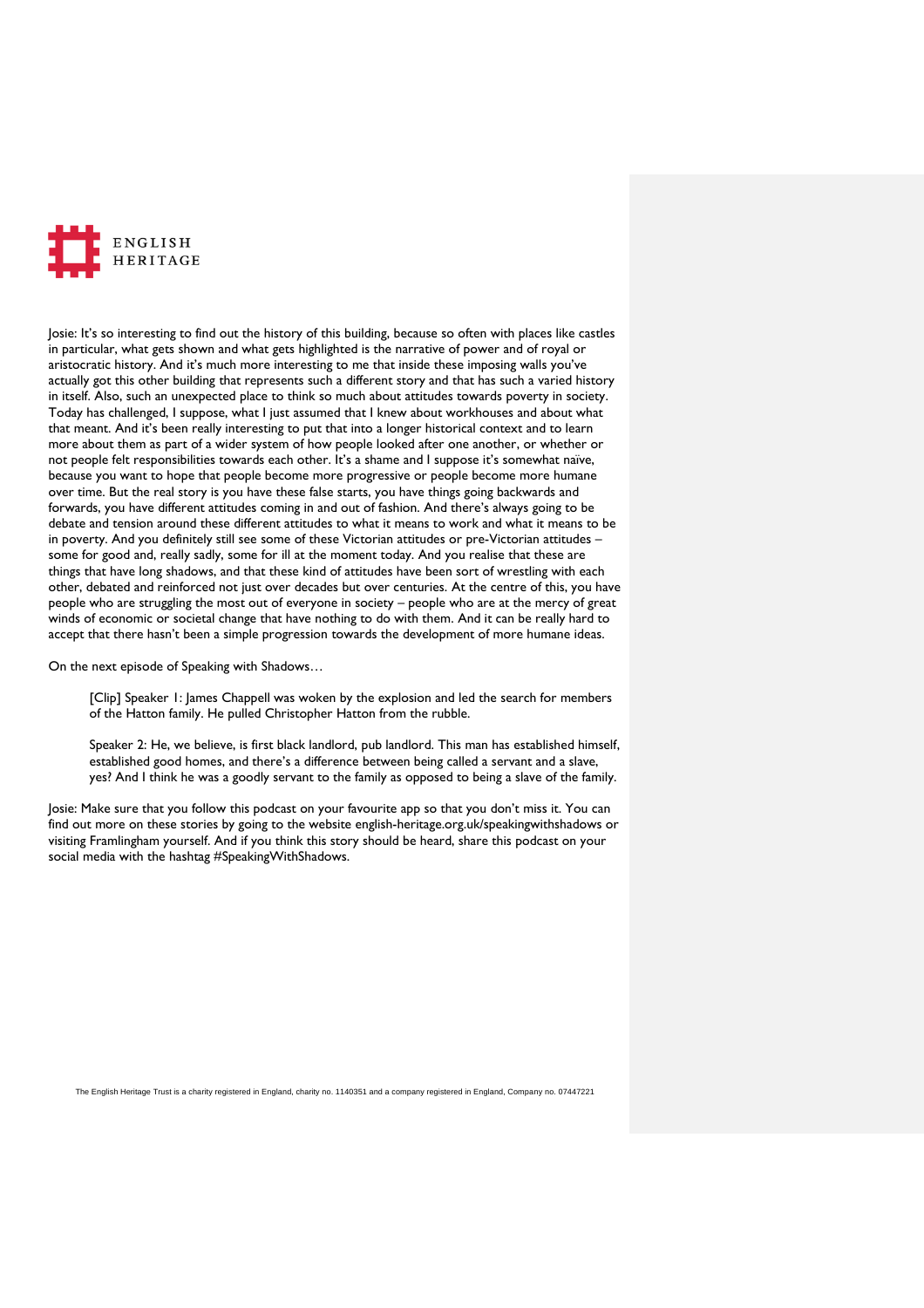Josie: It's so interesting to find out the history of this building, because so often with places like castles in particular, what gets shown and what gets highlighted is the narrative of power and of royal or aristocratic history. And it's much more interesting to me that inside these imposing walls you've actually got this other building that represents such a different story and that has such a varied history in itself. Also, such an unexpected place to think so much about attitudes towards poverty in society. Today has challenged, I suppose, what I just assumed that I knew about workhouses and about what that meant. And it's been really interesting to put that into a longer historical context and to learn more about them as part of a wider system of how people looked after one another, or whether or not people felt responsibilities towards each other. It's a shame and I suppose it's somewhat naïve, because you want to hope that people become more progressive or people become more humane over time. But the real story is you have these false starts, you have things going backwards and forwards, you have different attitudes coming in and out of fashion. And there's always going to be debate and tension around these different attitudes to what it means to work and what it means to be in poverty. And you definitely still see some of these Victorian attitudes or pre-Victorian attitudes – some for good and, really sadly, some for ill at the moment today. And you realise that these are things that have long shadows, and that these kind of attitudes have been sort of wrestling with each other, debated and reinforced not just over decades but over centuries. At the centre of this, you have people who are struggling the most out of everyone in society – people who are at the mercy of great winds of economic or societal change that have nothing to do with them. And it can be really hard to accept that there hasn't been a simple progression towards the development of more humane ideas.

On the next episode of Speaking with Shadows…

> [Clip] Speaker 1: James Chappell was woken by the explosion and led the search for members of the Hatton family. He pulled Christopher Hatton from the rubble.
>
> Speaker 2: He, we believe, is first black landlord, pub landlord. This man has established himself, established good homes, and there's a difference between being called a servant and a slave, yes? And I think he was a goodly servant to the family as opposed to being a slave of the family.

Josie: Make sure that you follow this podcast on your favourite app so that you don't miss it. You can find out more on these stories by going to the website english-heritage.org.uk/speakingwithshadows or visiting Framlingham yourself. And if you think this story should be heard, share this podcast on your social media with the hashtag #SpeakingWithShadows.